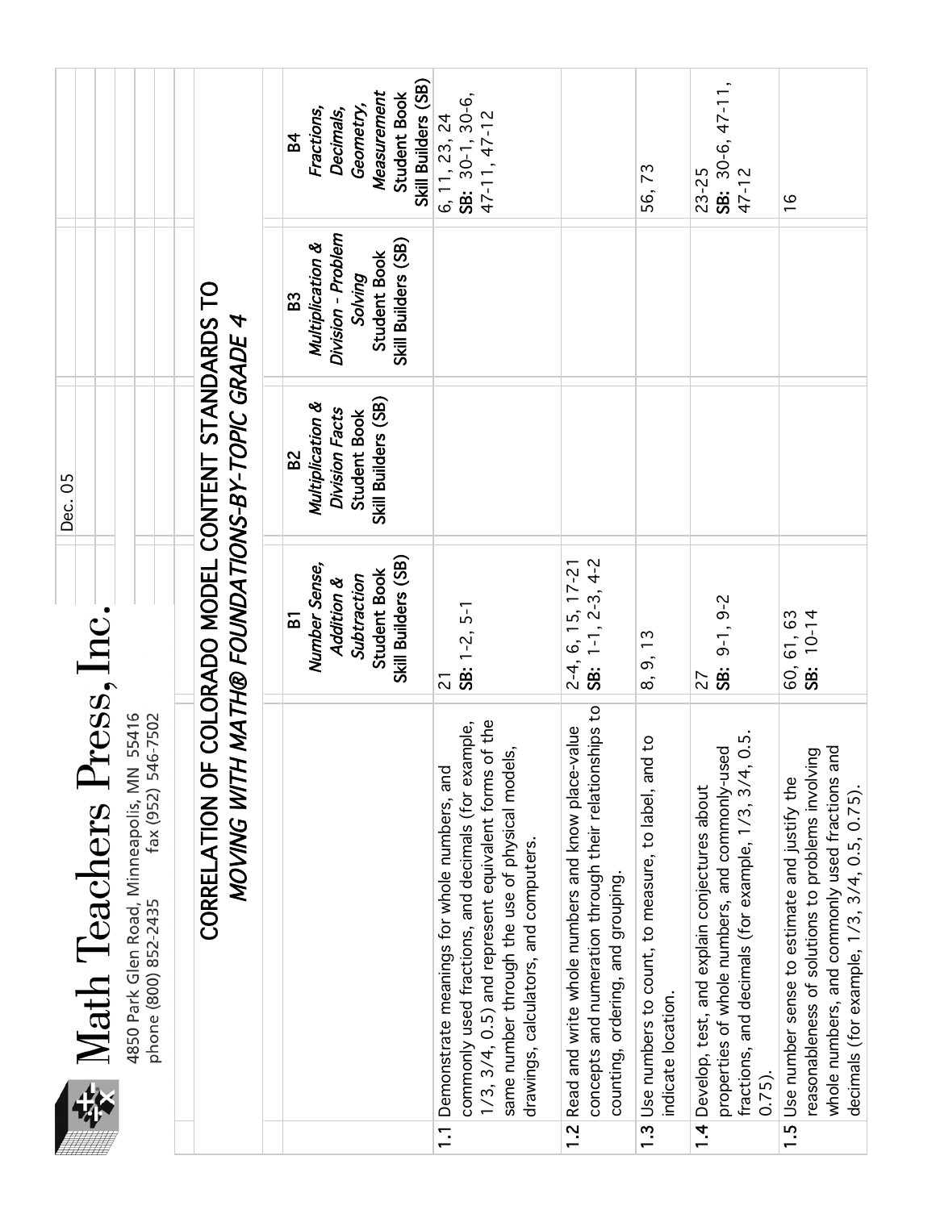# Math Teachers Press, Inc.

4850 Park Glen Road, Minneapolis, MN 55416
phone (800) 852-2435 fax (952) 546-7502

Dec. 05

## CORRELATION OF COLORADO MODEL CONTENT STANDARDS TO *MOVING WITH MATH® FOUNDATIONS-BY-TOPIC GRADE 4*

| | B1 *Number Sense, Addition & Subtraction* Student Book Skill Builders (SB) | B2 *Multiplication & Division Facts* Student Book Skill Builders (SB) | B3 *Multiplication & Division - Problem Solving* Student Book Skill Builders (SB) | B4 *Fractions, Decimals, Geometry, Measurement* Student Book Skill Builders (SB) |
|---|---|---|---|---|
| **1.1** Demonstrate meanings for whole numbers, and commonly used fractions, and decimals (for example, 1/3, 3/4, 0.5) and represent equivalent forms of the same number through the use of physical models, drawings, calculators, and computers. | 21 **SB:** 1-2, 5-1 | | | 6, 11, 23, 24 **SB:** 30-1, 30-6, 47-11, 47-12 |
| **1.2** Read and write whole numbers and know place-value concepts and numeration through their relationships to counting, ordering, and grouping. | 2-4, 6, 15, 17-21 **SB:** 1-1, 2-3, 4-2 | | | |
| **1.3** Use numbers to count, to measure, to label, and to indicate location. | 8, 9, 13 | | | 56, 73 |
| **1.4** Develop, test, and explain conjectures about properties of whole numbers, and commonly-used fractions, and decimals (for example, 1/3, 3/4, 0.5. 0.75). | 27 **SB:** 9-1, 9-2 | | | 23-25 **SB:** 30-6, 47-11, 47-12 |
| **1.5** Use number sense to estimate and justify the reasonableness of solutions to problems involving whole numbers, and commonly used fractions and decimals (for example, 1/3, 3/4, 0.5, 0.75). | 60, 61, 63 **SB:** 10-14 | | | 16 |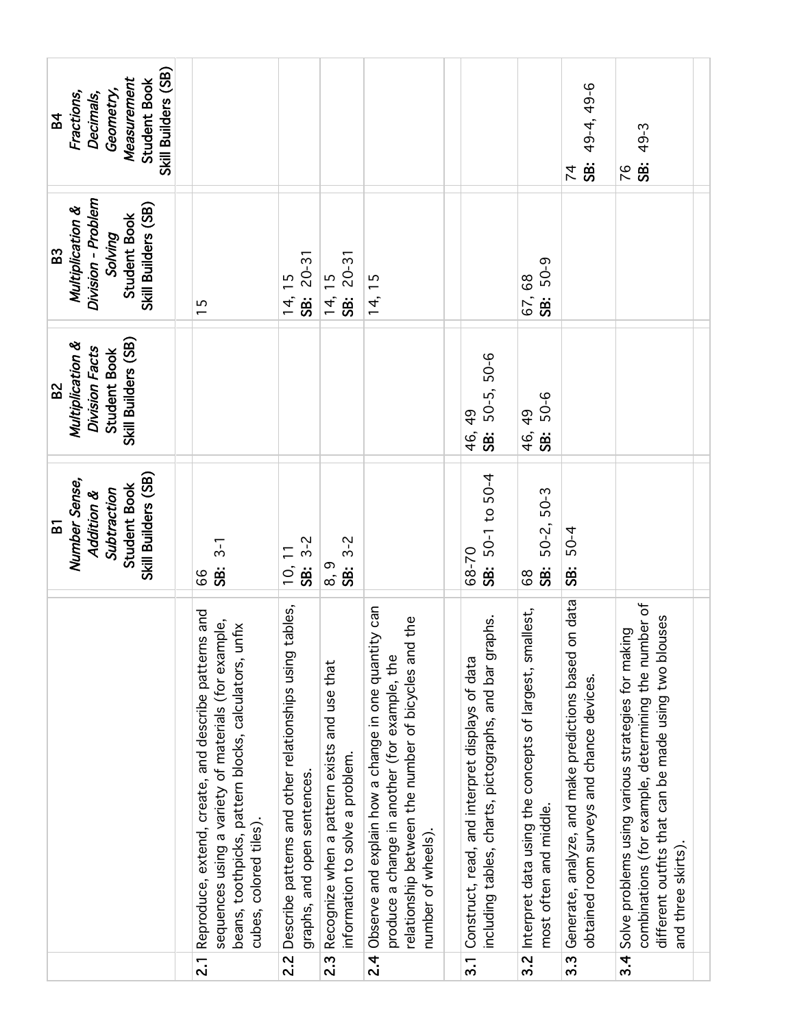| | B1 *Number Sense, Addition & Subtraction* Student Book Skill Builders (SB) | B2 *Multiplication & Division Facts* Student Book Skill Builders (SB) | B3 *Multiplication & Division - Problem Solving* Student Book Skill Builders (SB) | B4 *Fractions, Decimals, Geometry, Measurement* Student Book Skill Builders (SB) |
|---|---|---|---|---|
| **2.1** Reproduce, extend, create, and describe patterns and sequences using a variety of materials (for example, beans, toothpicks, pattern blocks, calculators, unfix cubes, colored tiles). | 66 **SB:** 3-1 | | 15 | |
| **2.2** Describe patterns and other relationships using tables, graphs, and open sentences. | 10, 11 **SB:** 3-2 | | 14, 15 **SB:** 20-31 | |
| **2.3** Recognize when a pattern exists and use that information to solve a problem. | 8, 9 **SB:** 3-2 | | 14, 15 **SB:** 20-31 | |
| **2.4** Observe and explain how a change in one quantity can produce a change in another (for example, the relationship between the number of bicycles and the number of wheels). | | | 14, 15 | |
| **3.1** Construct, read, and interpret displays of data including tables, charts, pictographs, and bar graphs. | 68-70 **SB:** 50-1 to 50-4 | 46, 49 **SB:** 50-5, 50-6 | | |
| **3.2** Interpret data using the concepts of largest, smallest, most often and middle. | 68 **SB:** 50-2, 50-3 | 46, 49 **SB:** 50-6 | 67, 68 **SB:** 50-9 | |
| **3.3** Generate, analyze, and make predictions based on data obtained room surveys and chance devices. | **SB:** 50-4 | | | 74 **SB:** 49-4, 49-6 |
| **3.4** Solve problems using various strategies for making combinations (for example, determining the number of different outfits that can be made using two blouses and three skirts). | | | | 76 **SB:** 49-3 |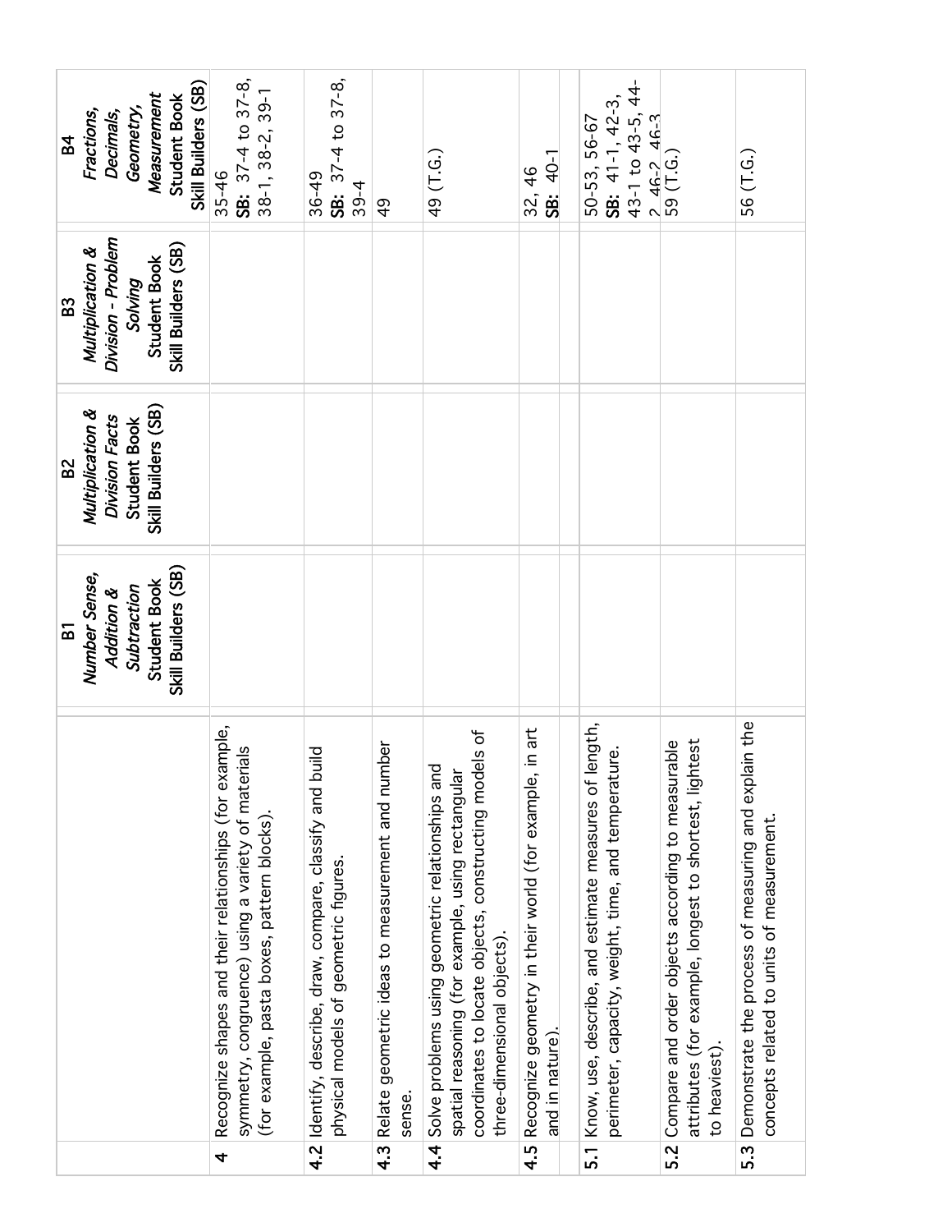| | | B1 *Number Sense, Addition & Subtraction* Student Book Skill Builders (SB) | B2 *Multiplication & Division Facts* Student Book Skill Builders (SB) | B3 *Multiplication & Division - Problem Solving* Student Book Skill Builders (SB) | B4 *Fractions, Decimals, Geometry, Measurement* Student Book Skill Builders (SB) |
|---|---|---|---|---|---|
| **4** | Recognize shapes and their relationships (for example, symmetry, congruence) using a variety of materials (for example, pasta boxes, pattern blocks). | | | | 35-46 **SB:** 37-4 to 37-8, 38-1, 38-2, 39-1 |
| **4.2** | Identify, describe, draw, compare, classify and build physical models of geometric figures. | | | | 36-49 **SB:** 37-4 to 37-8, 39-4 |
| **4.3** | Relate geometric ideas to measurement and number sense. | | | | 49 |
| **4.4** | Solve problems using geometric relationships and spatial reasoning (for example, using rectangular coordinates to locate objects, constructing models of three-dimensional objects). | | | | 49 (T.G.) |
| **4.5** | Recognize geometry in their world (for example, in art and in nature). | | | | 32, 46 **SB:** 40-1 |
| **5.1** | Know, use, describe, and estimate measures of length, perimeter, capacity, weight, time, and temperature. | | | | 50-53, 56-67 **SB:** 41-1, 42-3, 43-1 to 43-5, 44-2, 46-2, 46-3 |
| **5.2** | Compare and order objects according to measurable attributes (for example, longest to shortest, lightest to heaviest). | | | | 59 (T.G.) |
| **5.3** | Demonstrate the process of measuring and explain the concepts related to units of measurement. | | | | 56 (T.G.) |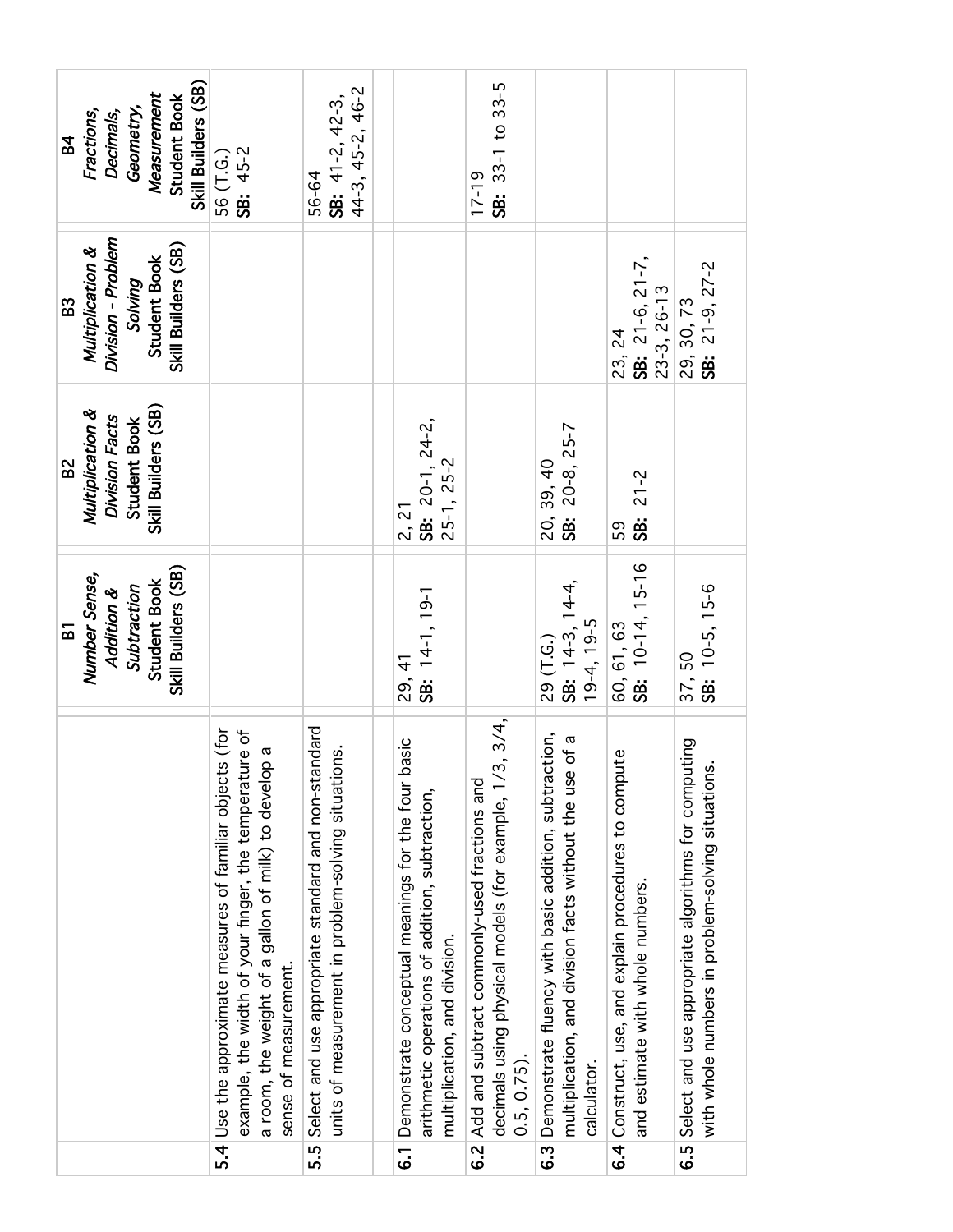| | B1 *Number Sense, Addition & Subtraction* Student Book Skill Builders (SB) | B2 *Multiplication & Division Facts* Student Book Skill Builders (SB) | B3 *Multiplication & Division - Problem Solving* Student Book Skill Builders (SB) | B4 *Fractions, Decimals, Geometry, Measurement* Student Book Skill Builders (SB) |
|---|---|---|---|---|
| **5.4** Use the approximate measures of familiar objects (for example, the width of your finger, the temperature of a room, the weight of a gallon of milk) to develop a sense of measurement. | | | | 56 (T.G.) **SB:** 45-2 |
| **5.5** Select and use appropriate standard and non-standard units of measurement in problem-solving situations. | | | | 56-64 **SB:** 41-2, 42-3, 44-3, 45-2, 46-2 |
| | | | | |
| **6.1** Demonstrate conceptual meanings for the four basic arithmetic operations of addition, subtraction, multiplication, and division. | 29, 41 **SB:** 14-1, 19-1 | 2, 21 **SB:** 20-1, 24-2, 25-1, 25-2 | | |
| **6.2** Add and subtract commonly-used fractions and decimals using physical models (for example, 1/3, 3/4, 0.5, 0.75). | | | | 17-19 **SB:** 33-1 to 33-5 |
| **6.3** Demonstrate fluency with basic addition, subtraction, multiplication, and division facts without the use of a calculator. | 29 (T.G.) **SB:** 14-3, 14-4, 19-4, 19-5 | 20, 39, 40 **SB:** 20-8, 25-7 | | |
| **6.4** Construct, use, and explain procedures to compute and estimate with whole numbers. | 60, 61, 63 **SB:** 10-14, 15-16 | 59 **SB:** 21-2 | 23, 24 **SB:** 21-6, 21-7, 23-3, 26-13 | |
| **6.5** Select and use appropriate algorithms for computing with whole numbers in problem-solving situations. | 37, 50 **SB:** 10-5, 15-6 | | 29, 30, 73 **SB:** 21-9, 27-2 | |